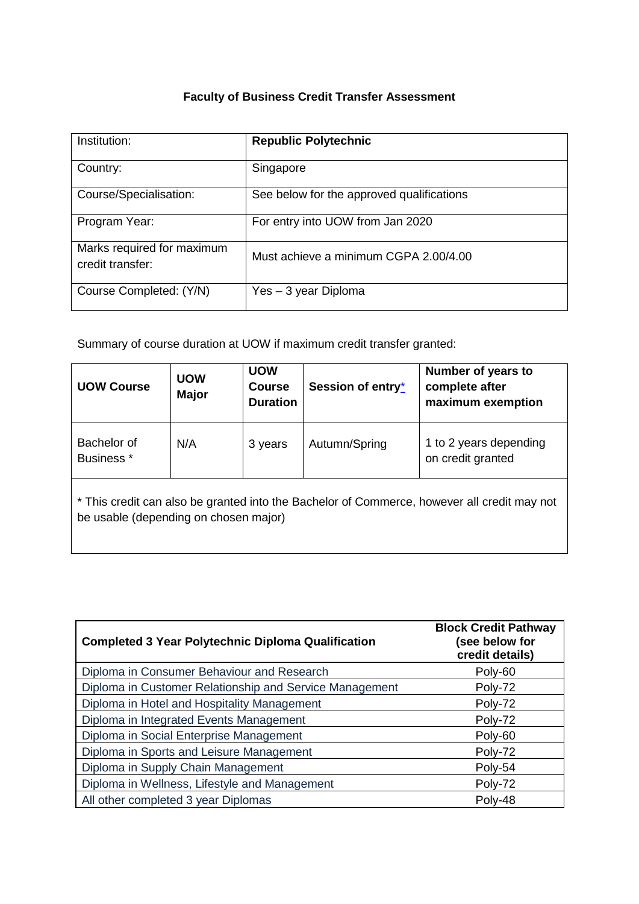**Faculty of Business Credit Transfer Assessment**

| Institution: | **Republic Polytechnic** |
|---|---|
| Country: | Singapore |
| Course/Specialisation: | See below for the approved qualifications |
| Program Year: | For entry into UOW from Jan 2020 |
| Marks required for maximum credit transfer: | Must achieve a minimum CGPA 2.00/4.00 |
| Course Completed: (Y/N) | Yes – 3 year Diploma |

Summary of course duration at UOW if maximum credit transfer granted:

| UOW Course | UOW Major | UOW Course Duration | Session of entry* | Number of years to complete after maximum exemption |
|---|---|---|---|---|
| Bachelor of Business * | N/A | 3 years | Autumn/Spring | 1 to 2 years depending on credit granted |

* This credit can also be granted into the Bachelor of Commerce, however all credit may not be usable (depending on chosen major)

| Completed 3 Year Polytechnic Diploma Qualification | Block Credit Pathway (see below for credit details) |
|---|---|
| Diploma in Consumer Behaviour and Research | Poly-60 |
| Diploma in Customer Relationship and Service Management | Poly-72 |
| Diploma in Hotel and Hospitality Management | Poly-72 |
| Diploma in Integrated Events Management | Poly-72 |
| Diploma in Social Enterprise Management | Poly-60 |
| Diploma in Sports and Leisure Management | Poly-72 |
| Diploma in Supply Chain Management | Poly-54 |
| Diploma in Wellness, Lifestyle and Management | Poly-72 |
| All other completed 3 year Diplomas | Poly-48 |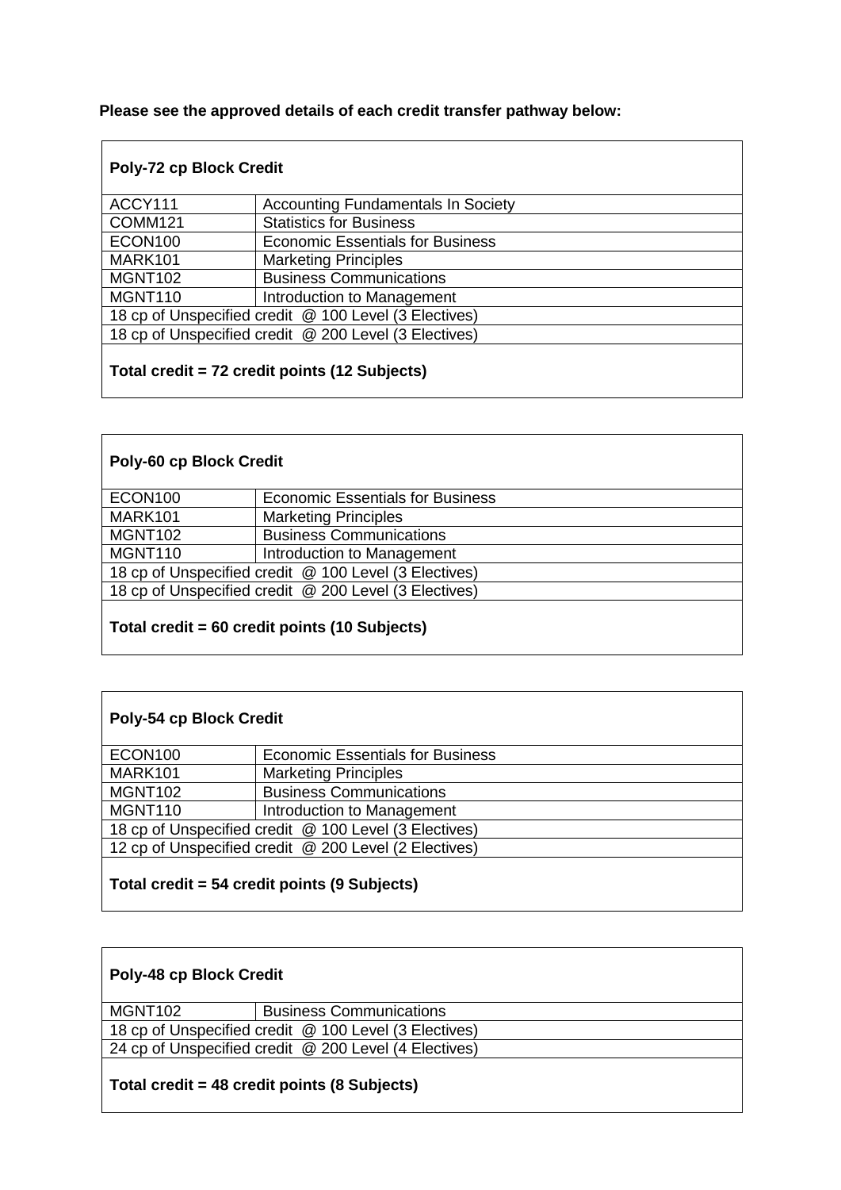**Please see the approved details of each credit transfer pathway below:**

| **Poly-72 cp Block Credit** | |
|---|---|
| ACCY111 | Accounting Fundamentals In Society |
| COMM121 | Statistics for Business |
| ECON100 | Economic Essentials for Business |
| MARK101 | Marketing Principles |
| MGNT102 | Business Communications |
| MGNT110 | Introduction to Management |
| 18 cp of Unspecified credit @ 100 Level (3 Electives) | |
| 18 cp of Unspecified credit @ 200 Level (3 Electives) | |
| **Total credit = 72 credit points (12 Subjects)** | |

| **Poly-60 cp Block Credit** | |
|---|---|
| ECON100 | Economic Essentials for Business |
| MARK101 | Marketing Principles |
| MGNT102 | Business Communications |
| MGNT110 | Introduction to Management |
| 18 cp of Unspecified credit @ 100 Level (3 Electives) | |
| 18 cp of Unspecified credit @ 200 Level (3 Electives) | |
| **Total credit = 60 credit points (10 Subjects)** | |

| **Poly-54 cp Block Credit** | |
|---|---|
| ECON100 | Economic Essentials for Business |
| MARK101 | Marketing Principles |
| MGNT102 | Business Communications |
| MGNT110 | Introduction to Management |
| 18 cp of Unspecified credit @ 100 Level (3 Electives) | |
| 12 cp of Unspecified credit @ 200 Level (2 Electives) | |
| **Total credit = 54 credit points (9 Subjects)** | |

| **Poly-48 cp Block Credit** | |
|---|---|
| MGNT102 | Business Communications |
| 18 cp of Unspecified credit @ 100 Level (3 Electives) | |
| 24 cp of Unspecified credit @ 200 Level (4 Electives) | |
| **Total credit = 48 credit points (8 Subjects)** | |